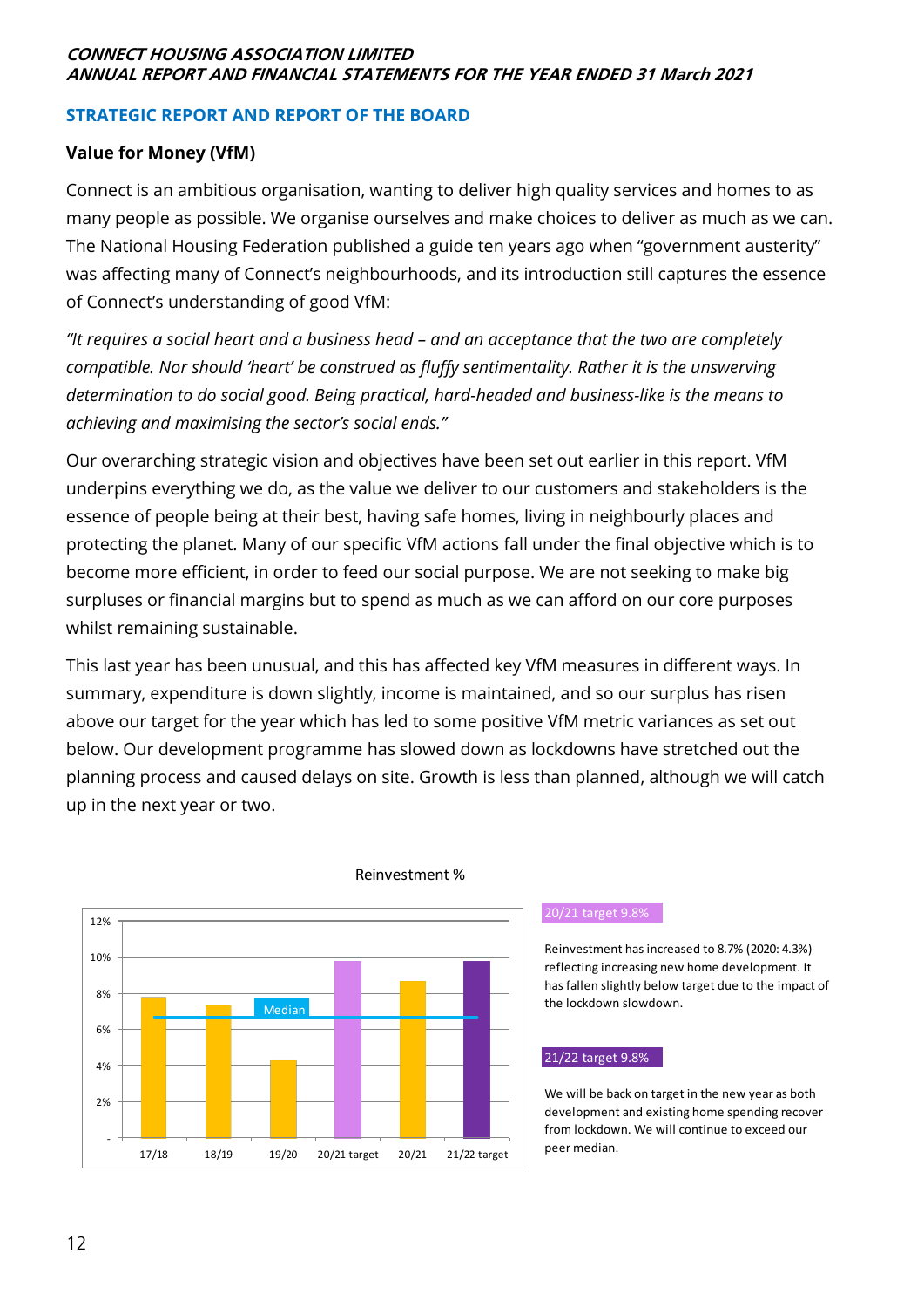## STRATEGIC REPORT AND REPORT OF THE BOARD

### Value for Money (VfM)

Connect is an ambitious organisation, wanting to deliver high quality services and homes to as many people as possible. We organise ourselves and make choices to deliver as much as we can. The National Housing Federation published a guide ten years ago when "government austerity" was affecting many of Connect's neighbourhoods, and its introduction still captures the essence of Connect's understanding of good VfM:

*"It requires a social heart and a business head – and an acceptance that the two are completely compatible. Nor should 'heart' be construed as fluffy sentimentality. Rather it is the unswerving determination to do social good. Being practical, hard-headed and business-like is the means to achieving and maximising the sector's social ends."*

Our overarching strategic vision and objectives have been set out earlier in this report. VfM underpins everything we do, as the value we deliver to our customers and stakeholders is the essence of people being at their best, having safe homes, living in neighbourly places and protecting the planet. Many of our specific VfM actions fall under the final objective which is to become more efficient, in order to feed our social purpose. We are not seeking to make big surpluses or financial margins but to spend as much as we can afford on our core purposes whilst remaining sustainable.

This last year has been unusual, and this has affected key VfM measures in different ways. In summary, expenditure is down slightly, income is maintained, and so our surplus has risen above our target for the year which has led to some positive VfM metric variances as set out below. Our development programme has slowed down as lockdowns have stretched out the planning process and caused delays on site. Growth is less than planned, although we will catch up in the next year or two.

Reinvestment %

| | 17/18 | 18/19 | 19/20 | 20/21 target | 20/21 | 21/22 target |
|---|---|---|---|---|---|---|
| Reinvestment % (approx.) | 7.8% | 7.3% | 4.3% | 9.8% | 8.7% | 9.8% |
| Median (approx.) | 6.7% | 6.7% | 6.7% | 6.7% | 6.7% | 6.7% |

**20/21 target 9.8%**

Reinvestment has increased to 8.7% (2020: 4.3%) reflecting increasing new home development. It has fallen slightly below target due to the impact of the lockdown slowdown.

**21/22 target 9.8%**

We will be back on target in the new year as both development and existing home spending recover from lockdown. We will continue to exceed our peer median.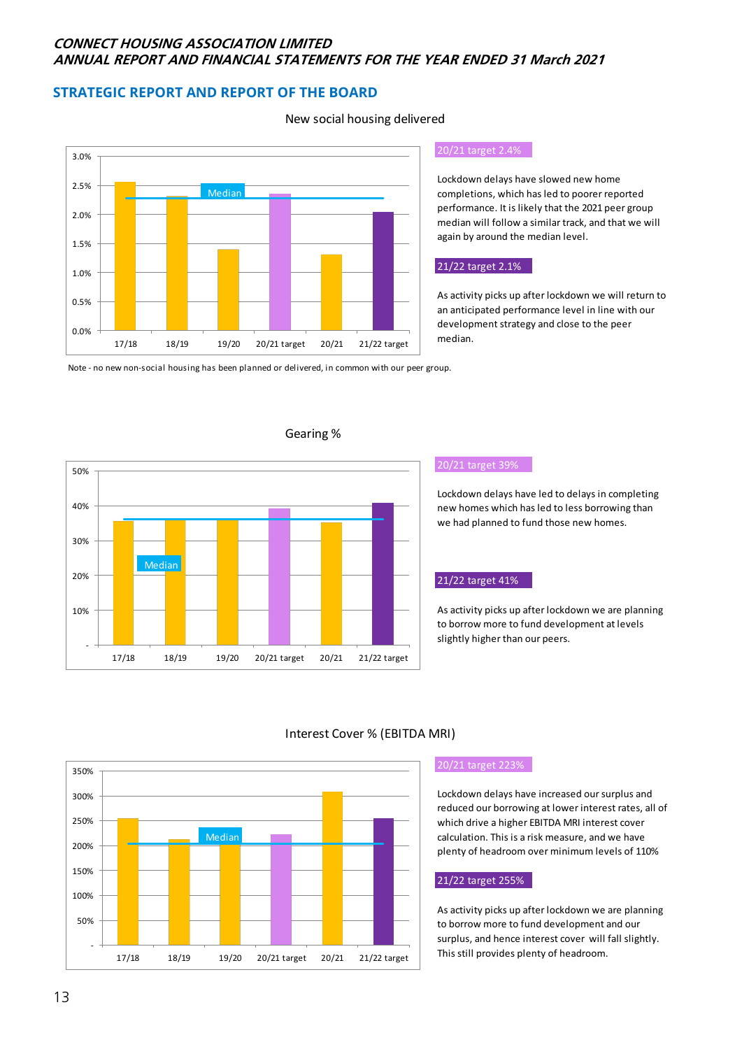## STRATEGIC REPORT AND REPORT OF THE BOARD

New social housing delivered

**20/21 target 2.4%**

Lockdown delays have slowed new home completions, which has led to poorer reported performance. It is likely that the 2021 peer group median will follow a similar track, and that we will again by around the median level.

**21/22 target 2.1%**

As activity picks up after lockdown we will return to an anticipated performance level in line with our development strategy and close to the peer median.

Note - no new non-social housing has been planned or delivered, in common with our peer group.

Gearing %

**20/21 target 39%**

Lockdown delays have led to delays in completing new homes which has led to less borrowing than we had planned to fund those new homes.

**21/22 target 41%**

As activity picks up after lockdown we are planning to borrow more to fund development at levels slightly higher than our peers.

Interest Cover % (EBITDA MRI)

**20/21 target 223%**

Lockdown delays have increased our surplus and reduced our borrowing at lower interest rates, all of which drive a higher EBITDA MRI interest cover calculation. This is a risk measure, and we have plenty of headroom over minimum levels of 110%

**21/22 target 255%**

As activity picks up after lockdown we are planning to borrow more to fund development and our surplus, and hence interest cover will fall slightly. This still provides plenty of headroom.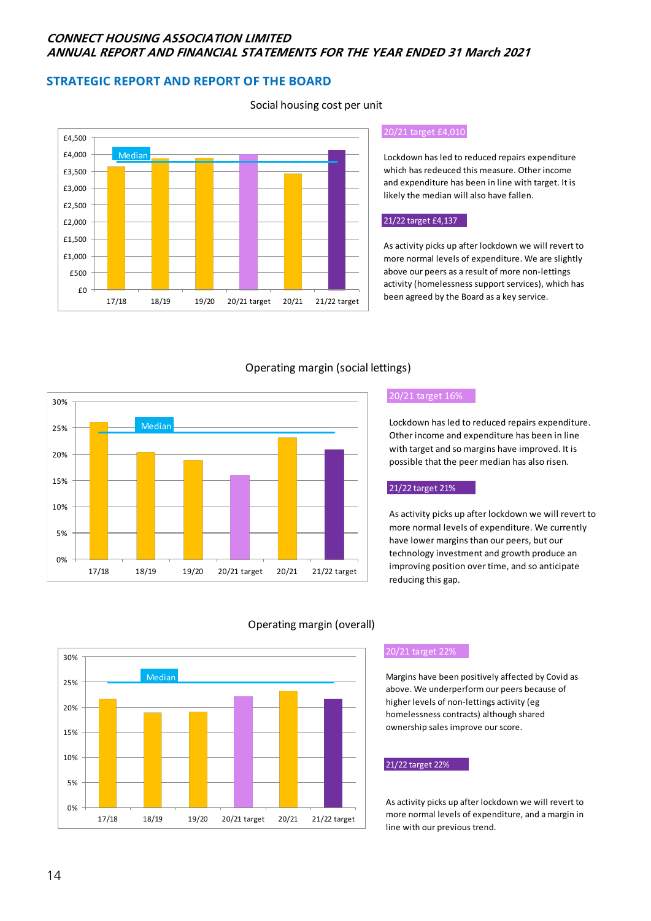## STRATEGIC REPORT AND REPORT OF THE BOARD

Social housing cost per unit

20/21 target £4,010

Lockdown has led to reduced repairs expenditure which has redeuced this measure. Other income and expenditure has been in line with target. It is likely the median will also have fallen.

21/22 target £4,137

As activity picks up after lockdown we will revert to more normal levels of expenditure. We are slightly above our peers as a result of more non-lettings activity (homelessness support services), which has been agreed by the Board as a key service.

Operating margin (social lettings)

20/21 target 16%

Lockdown has led to reduced repairs expenditure. Other income and expenditure has been in line with target and so margins have improved. It is possible that the peer median has also risen.

21/22 target 21%

As activity picks up after lockdown we will revert to more normal levels of expenditure. We currently have lower margins than our peers, but our technology investment and growth produce an improving position over time, and so anticipate reducing this gap.

Operating margin (overall)

20/21 target 22%

Margins have been positively affected by Covid as above. We underperform our peers because of higher levels of non-lettings activity (eg homelessness contracts) although shared ownership sales improve our score.

21/22 target 22%

As activity picks up after lockdown we will revert to more normal levels of expenditure, and a margin in line with our previous trend.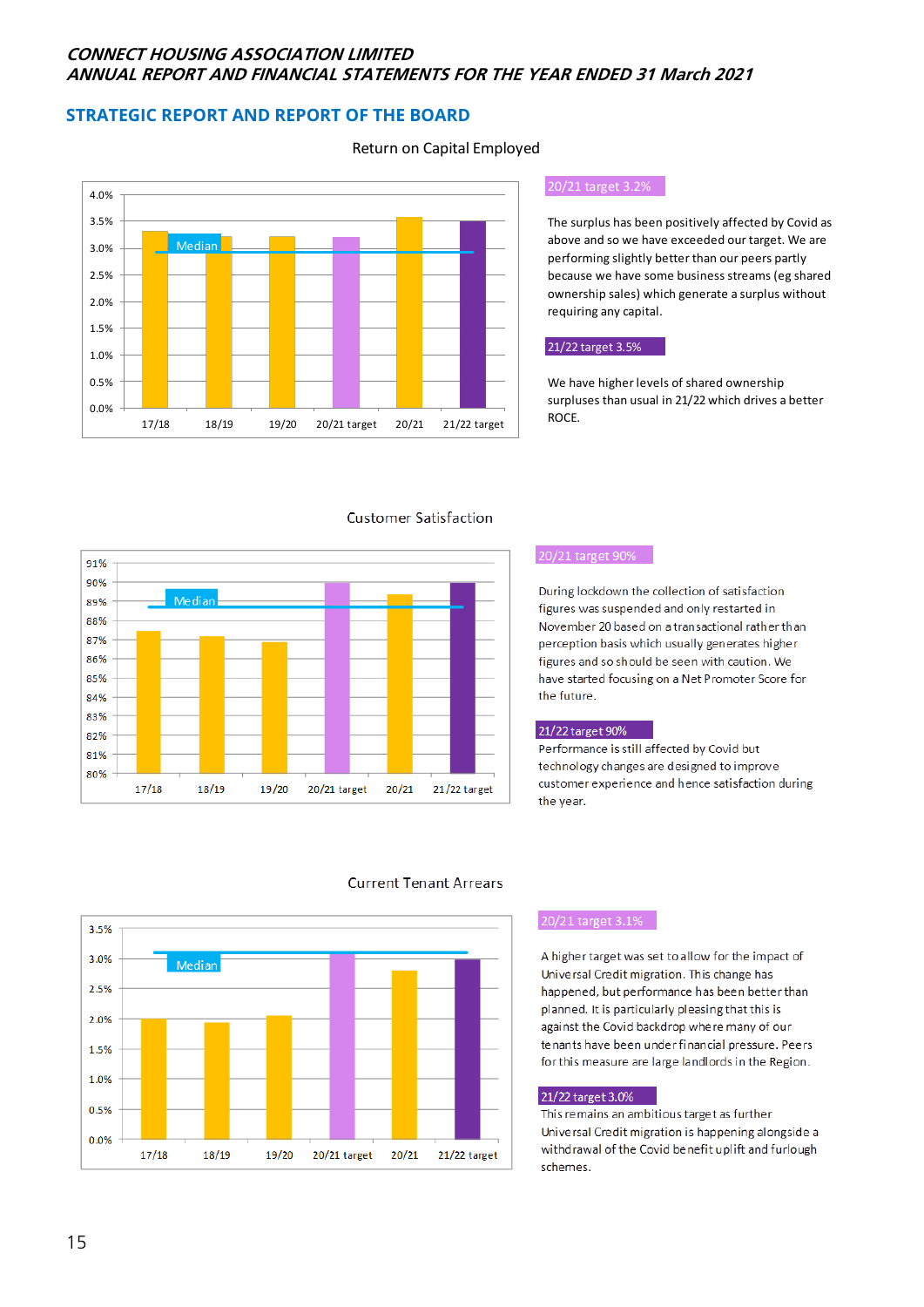## STRATEGIC REPORT AND REPORT OF THE BOARD

### Return on Capital Employed

**20/21 target 3.2%**

The surplus has been positively affected by Covid as above and so we have exceeded our target. We are performing slightly better than our peers partly because we have some business streams (eg shared ownership sales) which generate a surplus without requiring any capital.

**21/22 target 3.5%**

We have higher levels of shared ownership surpluses than usual in 21/22 which drives a better ROCE.

### Customer Satisfaction

**20/21 target 90%**

During lockdown the collection of satisfaction figures was suspended and only restarted in November 20 based on a transactional rather than perception basis which usually generates higher figures and so should be seen with caution. We have started focusing on a Net Promoter Score for the future.

**21/22 target 90%**

Performance is still affected by Covid but technology changes are designed to improve customer experience and hence satisfaction during the year.

### Current Tenant Arrears

**20/21 target 3.1%**

A higher target was set to allow for the impact of Universal Credit migration. This change has happened, but performance has been better than planned. It is particularly pleasing that this is against the Covid backdrop where many of our tenants have been under financial pressure. Peers for this measure are large landlords in the Region.

**21/22 target 3.0%**

This remains an ambitious target as further Universal Credit migration is happening alongside a withdrawal of the Covid benefit uplift and furlough schemes.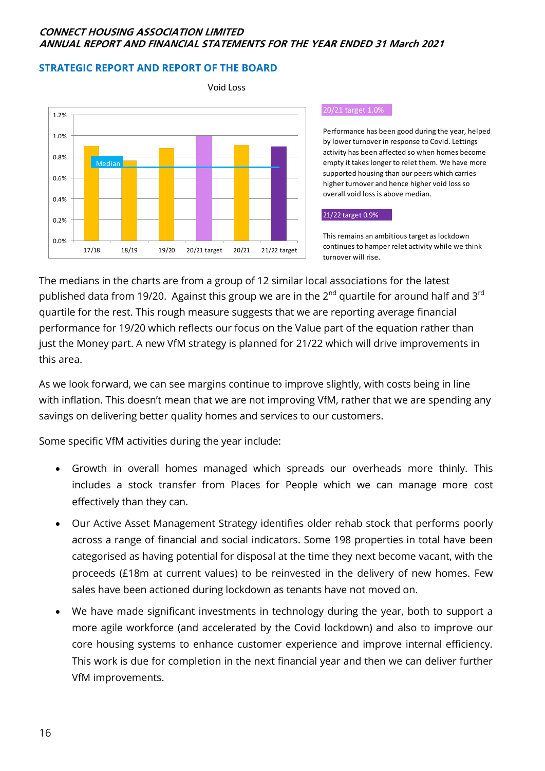## STRATEGIC REPORT AND REPORT OF THE BOARD

Void Loss

1.2%
1.0%
0.8%
0.6%
0.4%
0.2%
0.0%

Median

17/18
18/19
19/20
20/21 target
20/21
21/22 target

20/21 target 1.0%

Performance has been good during the year, helped by lower turnover in response to Covid. Lettings activity has been affected so when homes become empty it takes longer to relet them. We have more supported housing than our peers which carries higher turnover and hence higher void loss so overall void loss is above median.

21/22 target 0.9%

This remains an ambitious target as lockdown continues to hamper relet activity while we think turnover will rise.

The medians in the charts are from a group of 12 similar local associations for the latest published data from 19/20. Against this group we are in the 2nd quartile for around half and 3rd quartile for the rest. This rough measure suggests that we are reporting average financial performance for 19/20 which reflects our focus on the Value part of the equation rather than just the Money part. A new VfM strategy is planned for 21/22 which will drive improvements in this area.

As we look forward, we can see margins continue to improve slightly, with costs being in line with inflation. This doesn't mean that we are not improving VfM, rather that we are spending any savings on delivering better quality homes and services to our customers.

Some specific VfM activities during the year include:

- Growth in overall homes managed which spreads our overheads more thinly. This includes a stock transfer from Places for People which we can manage more cost effectively than they can.
- Our Active Asset Management Strategy identifies older rehab stock that performs poorly across a range of financial and social indicators. Some 198 properties in total have been categorised as having potential for disposal at the time they next become vacant, with the proceeds (£18m at current values) to be reinvested in the delivery of new homes. Few sales have been actioned during lockdown as tenants have not moved on.
- We have made significant investments in technology during the year, both to support a more agile workforce (and accelerated by the Covid lockdown) and also to improve our core housing systems to enhance customer experience and improve internal efficiency. This work is due for completion in the next financial year and then we can deliver further VfM improvements.